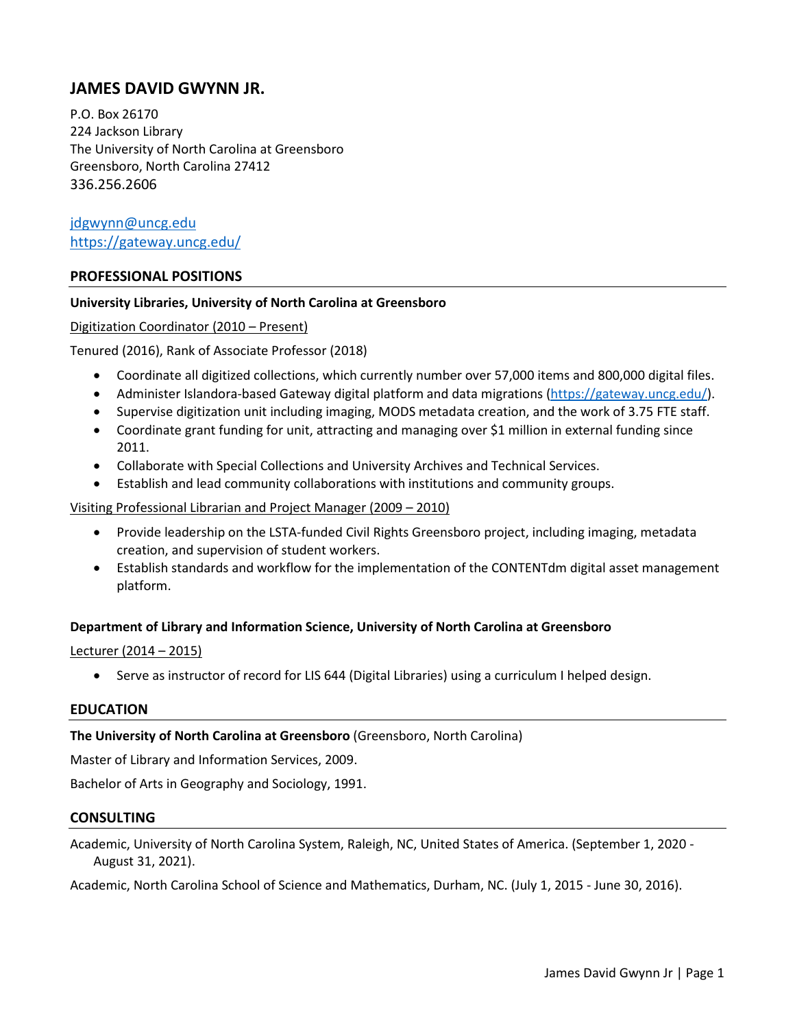# JAMES DAVID GWYNN JR.

P.O. Box 26170
224 Jackson Library
The University of North Carolina at Greensboro
Greensboro, North Carolina 27412
336.256.2606

jdgwynn@uncg.edu
https://gateway.uncg.edu/

## PROFESSIONAL POSITIONS

**University Libraries, University of North Carolina at Greensboro**

Digitization Coordinator (2010 – Present)

Tenured (2016), Rank of Associate Professor (2018)

- Coordinate all digitized collections, which currently number over 57,000 items and 800,000 digital files.
- Administer Islandora-based Gateway digital platform and data migrations (https://gateway.uncg.edu/).
- Supervise digitization unit including imaging, MODS metadata creation, and the work of 3.75 FTE staff.
- Coordinate grant funding for unit, attracting and managing over $1 million in external funding since 2011.
- Collaborate with Special Collections and University Archives and Technical Services.
- Establish and lead community collaborations with institutions and community groups.

Visiting Professional Librarian and Project Manager (2009 – 2010)

- Provide leadership on the LSTA-funded Civil Rights Greensboro project, including imaging, metadata creation, and supervision of student workers.
- Establish standards and workflow for the implementation of the CONTENTdm digital asset management platform.

**Department of Library and Information Science, University of North Carolina at Greensboro**

Lecturer (2014 – 2015)

- Serve as instructor of record for LIS 644 (Digital Libraries) using a curriculum I helped design.

## EDUCATION

**The University of North Carolina at Greensboro** (Greensboro, North Carolina)

Master of Library and Information Services, 2009.

Bachelor of Arts in Geography and Sociology, 1991.

## CONSULTING

Academic, University of North Carolina System, Raleigh, NC, United States of America. (September 1, 2020 - August 31, 2021).

Academic, North Carolina School of Science and Mathematics, Durham, NC. (July 1, 2015 - June 30, 2016).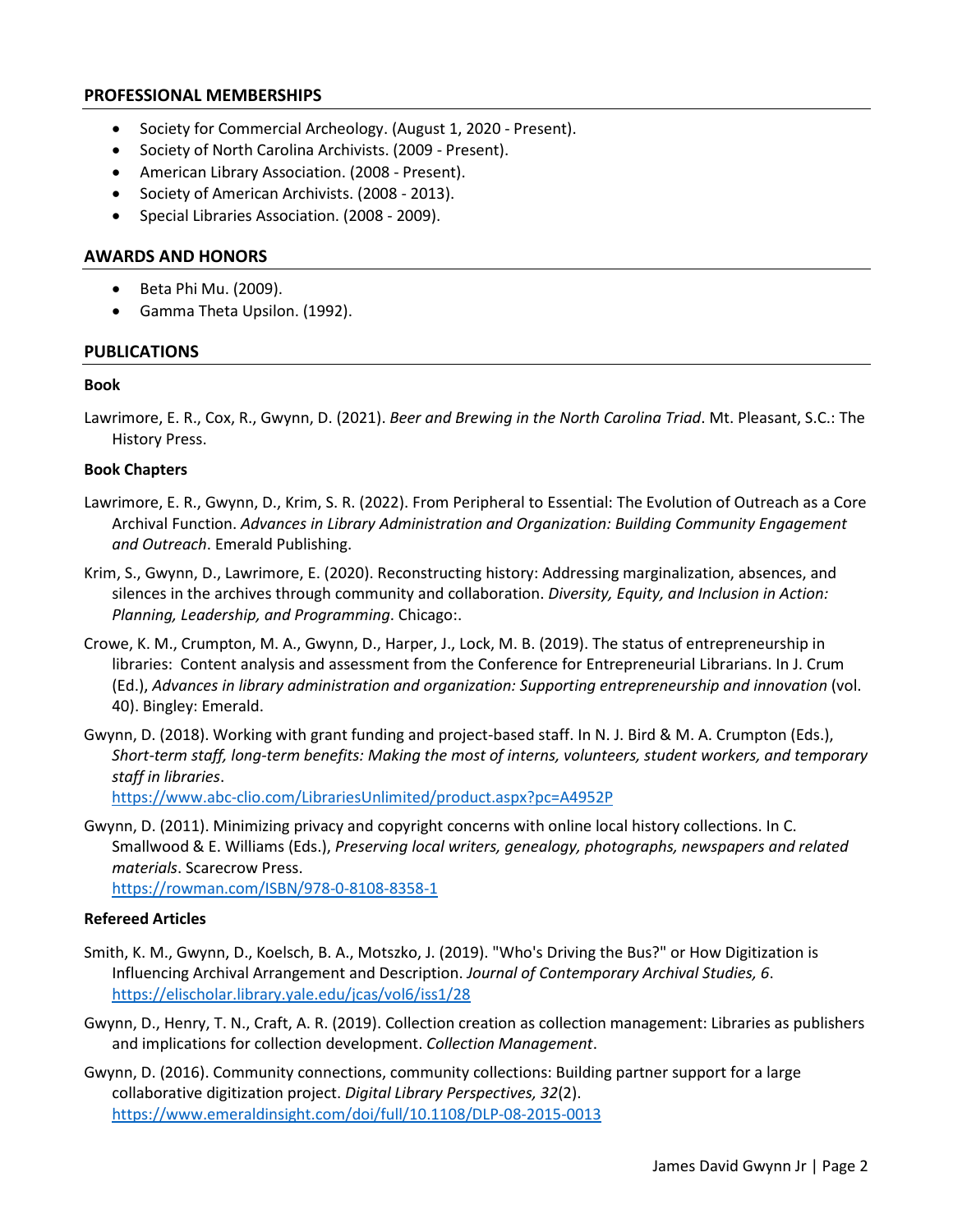## PROFESSIONAL MEMBERSHIPS

- Society for Commercial Archeology. (August 1, 2020 - Present).
- Society of North Carolina Archivists. (2009 - Present).
- American Library Association. (2008 - Present).
- Society of American Archivists. (2008 - 2013).
- Special Libraries Association. (2008 - 2009).

## AWARDS AND HONORS

- Beta Phi Mu. (2009).
- Gamma Theta Upsilon. (1992).

## PUBLICATIONS

### Book

Lawrimore, E. R., Cox, R., Gwynn, D. (2021). *Beer and Brewing in the North Carolina Triad*. Mt. Pleasant, S.C.: The History Press.

### Book Chapters

Lawrimore, E. R., Gwynn, D., Krim, S. R. (2022). From Peripheral to Essential: The Evolution of Outreach as a Core Archival Function. *Advances in Library Administration and Organization: Building Community Engagement and Outreach*. Emerald Publishing.

Krim, S., Gwynn, D., Lawrimore, E. (2020). Reconstructing history: Addressing marginalization, absences, and silences in the archives through community and collaboration. *Diversity, Equity, and Inclusion in Action: Planning, Leadership, and Programming*. Chicago:.

Crowe, K. M., Crumpton, M. A., Gwynn, D., Harper, J., Lock, M. B. (2019). The status of entrepreneurship in libraries: Content analysis and assessment from the Conference for Entrepreneurial Librarians. In J. Crum (Ed.), *Advances in library administration and organization: Supporting entrepreneurship and innovation* (vol. 40). Bingley: Emerald.

Gwynn, D. (2018). Working with grant funding and project-based staff. In N. J. Bird & M. A. Crumpton (Eds.), *Short-term staff, long-term benefits: Making the most of interns, volunteers, student workers, and temporary staff in libraries*. https://www.abc-clio.com/LibrariesUnlimited/product.aspx?pc=A4952P

Gwynn, D. (2011). Minimizing privacy and copyright concerns with online local history collections. In C. Smallwood & E. Williams (Eds.), *Preserving local writers, genealogy, photographs, newspapers and related materials*. Scarecrow Press. https://rowman.com/ISBN/978-0-8108-8358-1

### Refereed Articles

Smith, K. M., Gwynn, D., Koelsch, B. A., Motszko, J. (2019). "Who's Driving the Bus?" or How Digitization is Influencing Archival Arrangement and Description. *Journal of Contemporary Archival Studies, 6*. https://elischolar.library.yale.edu/jcas/vol6/iss1/28

Gwynn, D., Henry, T. N., Craft, A. R. (2019). Collection creation as collection management: Libraries as publishers and implications for collection development. *Collection Management*.

Gwynn, D. (2016). Community connections, community collections: Building partner support for a large collaborative digitization project. *Digital Library Perspectives, 32*(2). https://www.emeraldinsight.com/doi/full/10.1108/DLP-08-2015-0013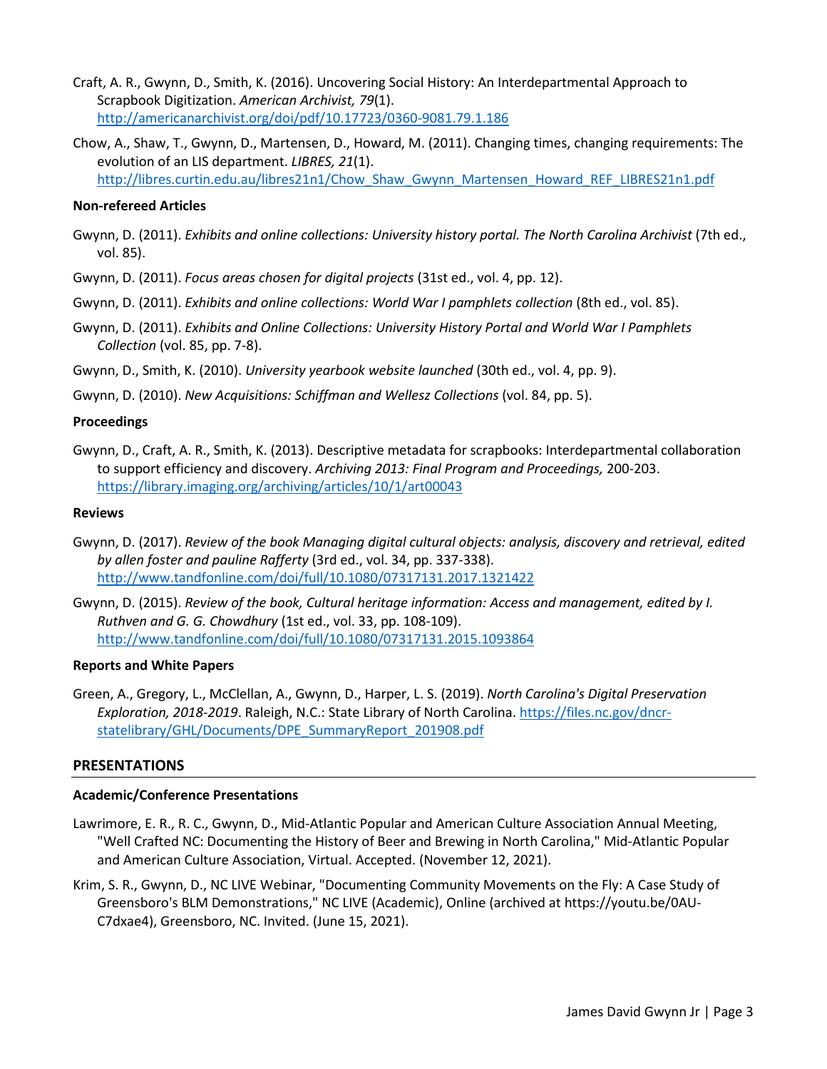Craft, A. R., Gwynn, D., Smith, K. (2016). Uncovering Social History: An Interdepartmental Approach to Scrapbook Digitization. *American Archivist, 79*(1). http://americanarchivist.org/doi/pdf/10.17723/0360-9081.79.1.186

Chow, A., Shaw, T., Gwynn, D., Martensen, D., Howard, M. (2011). Changing times, changing requirements: The evolution of an LIS department. *LIBRES, 21*(1). http://libres.curtin.edu.au/libres21n1/Chow_Shaw_Gwynn_Martensen_Howard_REF_LIBRES21n1.pdf

### Non-refereed Articles

Gwynn, D. (2011). *Exhibits and online collections: University history portal. The North Carolina Archivist* (7th ed., vol. 85).

Gwynn, D. (2011). *Focus areas chosen for digital projects* (31st ed., vol. 4, pp. 12).

Gwynn, D. (2011). *Exhibits and online collections: World War I pamphlets collection* (8th ed., vol. 85).

Gwynn, D. (2011). *Exhibits and Online Collections: University History Portal and World War I Pamphlets Collection* (vol. 85, pp. 7-8).

Gwynn, D., Smith, K. (2010). *University yearbook website launched* (30th ed., vol. 4, pp. 9).

Gwynn, D. (2010). *New Acquisitions: Schiffman and Wellesz Collections* (vol. 84, pp. 5).

### Proceedings

Gwynn, D., Craft, A. R., Smith, K. (2013). Descriptive metadata for scrapbooks: Interdepartmental collaboration to support efficiency and discovery. *Archiving 2013: Final Program and Proceedings,* 200-203. https://library.imaging.org/archiving/articles/10/1/art00043

### Reviews

Gwynn, D. (2017). *Review of the book Managing digital cultural objects: analysis, discovery and retrieval, edited by allen foster and pauline Rafferty* (3rd ed., vol. 34, pp. 337-338). http://www.tandfonline.com/doi/full/10.1080/07317131.2017.1321422

Gwynn, D. (2015). *Review of the book, Cultural heritage information: Access and management, edited by I. Ruthven and G. G. Chowdhury* (1st ed., vol. 33, pp. 108-109). http://www.tandfonline.com/doi/full/10.1080/07317131.2015.1093864

### Reports and White Papers

Green, A., Gregory, L., McClellan, A., Gwynn, D., Harper, L. S. (2019). *North Carolina's Digital Preservation Exploration, 2018-2019*. Raleigh, N.C.: State Library of North Carolina. https://files.nc.gov/dncr-statelibrary/GHL/Documents/DPE_SummaryReport_201908.pdf

## PRESENTATIONS

### Academic/Conference Presentations

Lawrimore, E. R., R. C., Gwynn, D., Mid-Atlantic Popular and American Culture Association Annual Meeting, "Well Crafted NC: Documenting the History of Beer and Brewing in North Carolina," Mid-Atlantic Popular and American Culture Association, Virtual. Accepted. (November 12, 2021).

Krim, S. R., Gwynn, D., NC LIVE Webinar, "Documenting Community Movements on the Fly: A Case Study of Greensboro's BLM Demonstrations," NC LIVE (Academic), Online (archived at https://youtu.be/0AU-C7dxae4), Greensboro, NC. Invited. (June 15, 2021).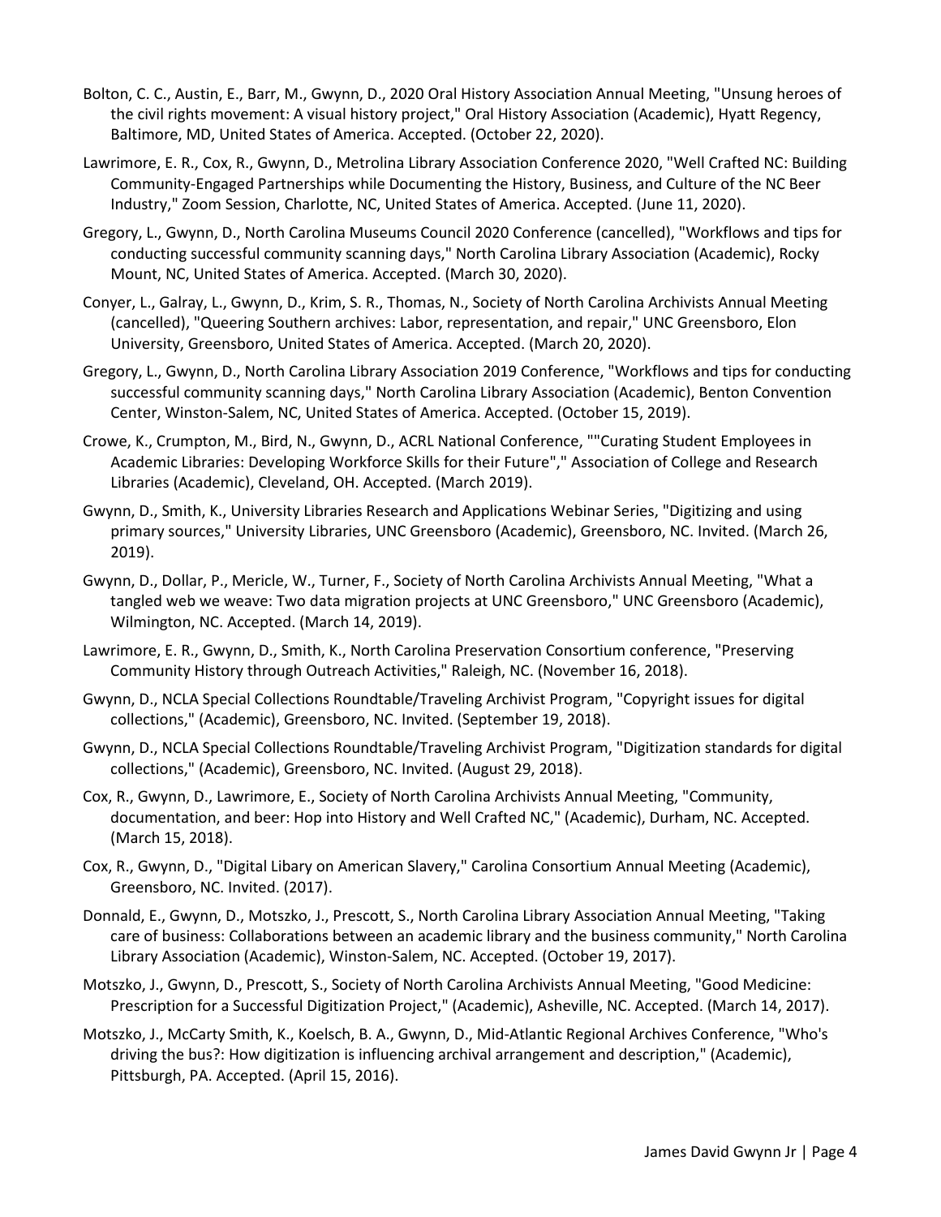Bolton, C. C., Austin, E., Barr, M., Gwynn, D., 2020 Oral History Association Annual Meeting, "Unsung heroes of the civil rights movement: A visual history project," Oral History Association (Academic), Hyatt Regency, Baltimore, MD, United States of America. Accepted. (October 22, 2020).

Lawrimore, E. R., Cox, R., Gwynn, D., Metrolina Library Association Conference 2020, "Well Crafted NC: Building Community-Engaged Partnerships while Documenting the History, Business, and Culture of the NC Beer Industry," Zoom Session, Charlotte, NC, United States of America. Accepted. (June 11, 2020).

Gregory, L., Gwynn, D., North Carolina Museums Council 2020 Conference (cancelled), "Workflows and tips for conducting successful community scanning days," North Carolina Library Association (Academic), Rocky Mount, NC, United States of America. Accepted. (March 30, 2020).

Conyer, L., Galray, L., Gwynn, D., Krim, S. R., Thomas, N., Society of North Carolina Archivists Annual Meeting (cancelled), "Queering Southern archives: Labor, representation, and repair," UNC Greensboro, Elon University, Greensboro, United States of America. Accepted. (March 20, 2020).

Gregory, L., Gwynn, D., North Carolina Library Association 2019 Conference, "Workflows and tips for conducting successful community scanning days," North Carolina Library Association (Academic), Benton Convention Center, Winston-Salem, NC, United States of America. Accepted. (October 15, 2019).

Crowe, K., Crumpton, M., Bird, N., Gwynn, D., ACRL National Conference, ""Curating Student Employees in Academic Libraries: Developing Workforce Skills for their Future"," Association of College and Research Libraries (Academic), Cleveland, OH. Accepted. (March 2019).

Gwynn, D., Smith, K., University Libraries Research and Applications Webinar Series, "Digitizing and using primary sources," University Libraries, UNC Greensboro (Academic), Greensboro, NC. Invited. (March 26, 2019).

Gwynn, D., Dollar, P., Mericle, W., Turner, F., Society of North Carolina Archivists Annual Meeting, "What a tangled web we weave: Two data migration projects at UNC Greensboro," UNC Greensboro (Academic), Wilmington, NC. Accepted. (March 14, 2019).

Lawrimore, E. R., Gwynn, D., Smith, K., North Carolina Preservation Consortium conference, "Preserving Community History through Outreach Activities," Raleigh, NC. (November 16, 2018).

Gwynn, D., NCLA Special Collections Roundtable/Traveling Archivist Program, "Copyright issues for digital collections," (Academic), Greensboro, NC. Invited. (September 19, 2018).

Gwynn, D., NCLA Special Collections Roundtable/Traveling Archivist Program, "Digitization standards for digital collections," (Academic), Greensboro, NC. Invited. (August 29, 2018).

Cox, R., Gwynn, D., Lawrimore, E., Society of North Carolina Archivists Annual Meeting, "Community, documentation, and beer: Hop into History and Well Crafted NC," (Academic), Durham, NC. Accepted. (March 15, 2018).

Cox, R., Gwynn, D., "Digital Libary on American Slavery," Carolina Consortium Annual Meeting (Academic), Greensboro, NC. Invited. (2017).

Donnald, E., Gwynn, D., Motszko, J., Prescott, S., North Carolina Library Association Annual Meeting, "Taking care of business: Collaborations between an academic library and the business community," North Carolina Library Association (Academic), Winston-Salem, NC. Accepted. (October 19, 2017).

Motszko, J., Gwynn, D., Prescott, S., Society of North Carolina Archivists Annual Meeting, "Good Medicine: Prescription for a Successful Digitization Project," (Academic), Asheville, NC. Accepted. (March 14, 2017).

Motszko, J., McCarty Smith, K., Koelsch, B. A., Gwynn, D., Mid-Atlantic Regional Archives Conference, "Who's driving the bus?: How digitization is influencing archival arrangement and description," (Academic), Pittsburgh, PA. Accepted. (April 15, 2016).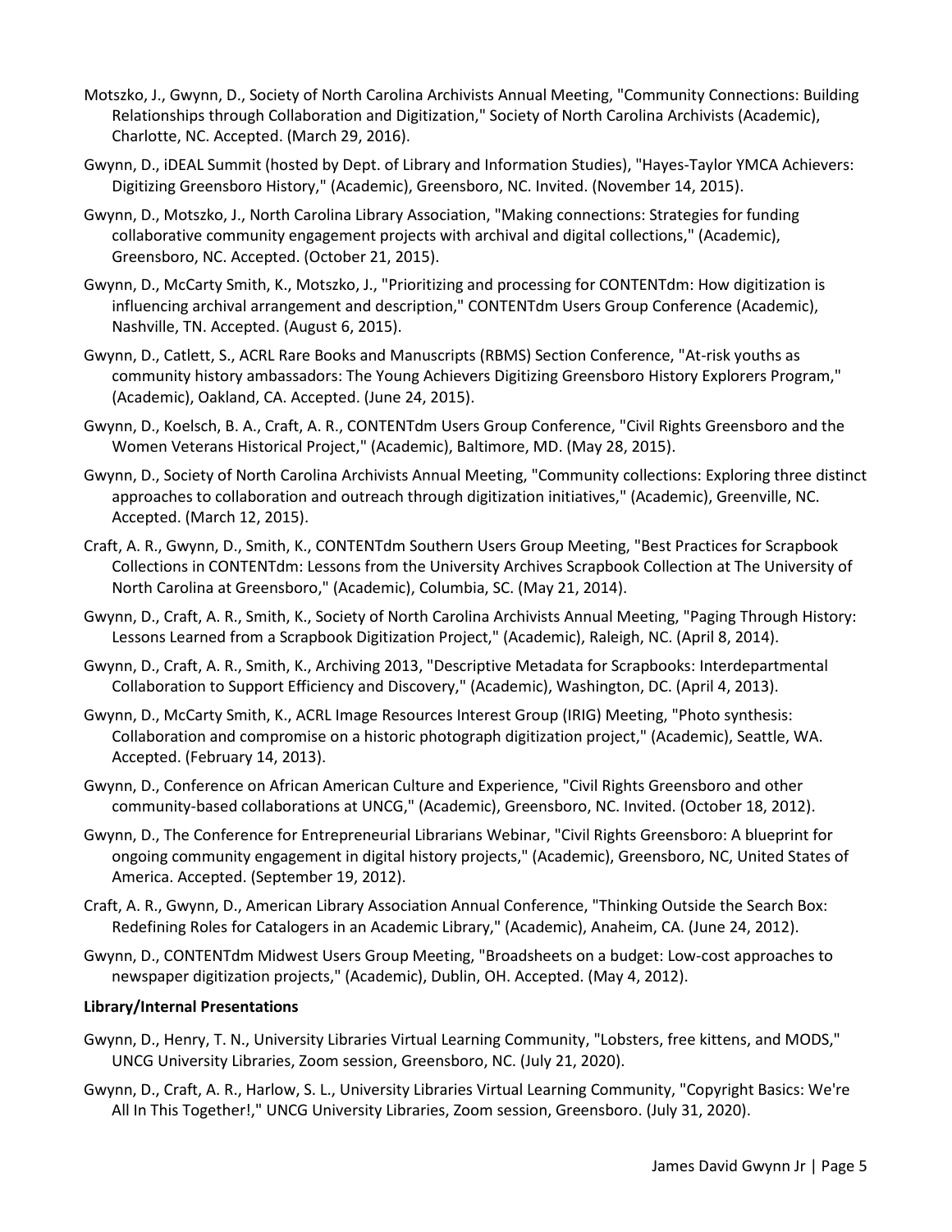Motszko, J., Gwynn, D., Society of North Carolina Archivists Annual Meeting, "Community Connections: Building Relationships through Collaboration and Digitization," Society of North Carolina Archivists (Academic), Charlotte, NC. Accepted. (March 29, 2016).

Gwynn, D., iDEAL Summit (hosted by Dept. of Library and Information Studies), "Hayes-Taylor YMCA Achievers: Digitizing Greensboro History," (Academic), Greensboro, NC. Invited. (November 14, 2015).

Gwynn, D., Motszko, J., North Carolina Library Association, "Making connections: Strategies for funding collaborative community engagement projects with archival and digital collections," (Academic), Greensboro, NC. Accepted. (October 21, 2015).

Gwynn, D., McCarty Smith, K., Motszko, J., "Prioritizing and processing for CONTENTdm: How digitization is influencing archival arrangement and description," CONTENTdm Users Group Conference (Academic), Nashville, TN. Accepted. (August 6, 2015).

Gwynn, D., Catlett, S., ACRL Rare Books and Manuscripts (RBMS) Section Conference, "At-risk youths as community history ambassadors: The Young Achievers Digitizing Greensboro History Explorers Program," (Academic), Oakland, CA. Accepted. (June 24, 2015).

Gwynn, D., Koelsch, B. A., Craft, A. R., CONTENTdm Users Group Conference, "Civil Rights Greensboro and the Women Veterans Historical Project," (Academic), Baltimore, MD. (May 28, 2015).

Gwynn, D., Society of North Carolina Archivists Annual Meeting, "Community collections: Exploring three distinct approaches to collaboration and outreach through digitization initiatives," (Academic), Greenville, NC. Accepted. (March 12, 2015).

Craft, A. R., Gwynn, D., Smith, K., CONTENTdm Southern Users Group Meeting, "Best Practices for Scrapbook Collections in CONTENTdm: Lessons from the University Archives Scrapbook Collection at The University of North Carolina at Greensboro," (Academic), Columbia, SC. (May 21, 2014).

Gwynn, D., Craft, A. R., Smith, K., Society of North Carolina Archivists Annual Meeting, "Paging Through History: Lessons Learned from a Scrapbook Digitization Project," (Academic), Raleigh, NC. (April 8, 2014).

Gwynn, D., Craft, A. R., Smith, K., Archiving 2013, "Descriptive Metadata for Scrapbooks: Interdepartmental Collaboration to Support Efficiency and Discovery," (Academic), Washington, DC. (April 4, 2013).

Gwynn, D., McCarty Smith, K., ACRL Image Resources Interest Group (IRIG) Meeting, "Photo synthesis: Collaboration and compromise on a historic photograph digitization project," (Academic), Seattle, WA. Accepted. (February 14, 2013).

Gwynn, D., Conference on African American Culture and Experience, "Civil Rights Greensboro and other community-based collaborations at UNCG," (Academic), Greensboro, NC. Invited. (October 18, 2012).

Gwynn, D., The Conference for Entrepreneurial Librarians Webinar, "Civil Rights Greensboro: A blueprint for ongoing community engagement in digital history projects," (Academic), Greensboro, NC, United States of America. Accepted. (September 19, 2012).

Craft, A. R., Gwynn, D., American Library Association Annual Conference, "Thinking Outside the Search Box: Redefining Roles for Catalogers in an Academic Library," (Academic), Anaheim, CA. (June 24, 2012).

Gwynn, D., CONTENTdm Midwest Users Group Meeting, "Broadsheets on a budget: Low-cost approaches to newspaper digitization projects," (Academic), Dublin, OH. Accepted. (May 4, 2012).

**Library/Internal Presentations**

Gwynn, D., Henry, T. N., University Libraries Virtual Learning Community, "Lobsters, free kittens, and MODS," UNCG University Libraries, Zoom session, Greensboro, NC. (July 21, 2020).

Gwynn, D., Craft, A. R., Harlow, S. L., University Libraries Virtual Learning Community, "Copyright Basics: We're All In This Together!," UNCG University Libraries, Zoom session, Greensboro. (July 31, 2020).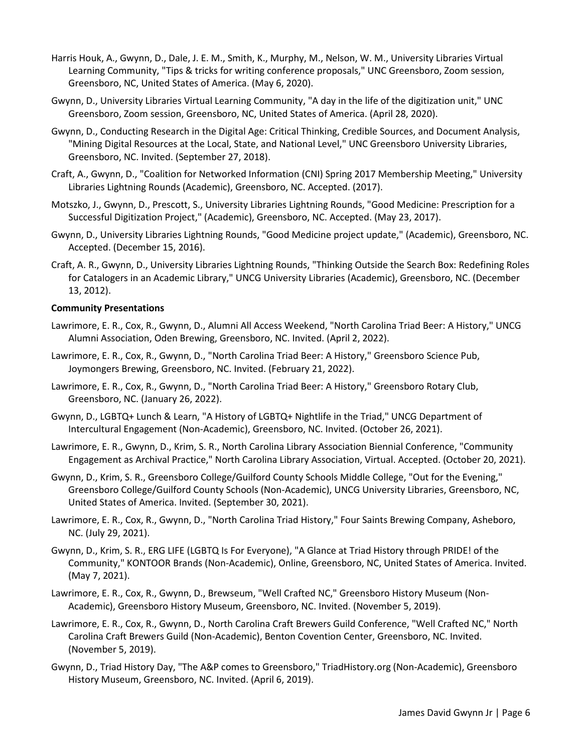Harris Houk, A., Gwynn, D., Dale, J. E. M., Smith, K., Murphy, M., Nelson, W. M., University Libraries Virtual Learning Community, "Tips & tricks for writing conference proposals," UNC Greensboro, Zoom session, Greensboro, NC, United States of America. (May 6, 2020).

Gwynn, D., University Libraries Virtual Learning Community, "A day in the life of the digitization unit," UNC Greensboro, Zoom session, Greensboro, NC, United States of America. (April 28, 2020).

Gwynn, D., Conducting Research in the Digital Age: Critical Thinking, Credible Sources, and Document Analysis, "Mining Digital Resources at the Local, State, and National Level," UNC Greensboro University Libraries, Greensboro, NC. Invited. (September 27, 2018).

Craft, A., Gwynn, D., "Coalition for Networked Information (CNI) Spring 2017 Membership Meeting," University Libraries Lightning Rounds (Academic), Greensboro, NC. Accepted. (2017).

Motszko, J., Gwynn, D., Prescott, S., University Libraries Lightning Rounds, "Good Medicine: Prescription for a Successful Digitization Project," (Academic), Greensboro, NC. Accepted. (May 23, 2017).

Gwynn, D., University Libraries Lightning Rounds, "Good Medicine project update," (Academic), Greensboro, NC. Accepted. (December 15, 2016).

Craft, A. R., Gwynn, D., University Libraries Lightning Rounds, "Thinking Outside the Search Box: Redefining Roles for Catalogers in an Academic Library," UNCG University Libraries (Academic), Greensboro, NC. (December 13, 2012).

**Community Presentations**

Lawrimore, E. R., Cox, R., Gwynn, D., Alumni All Access Weekend, "North Carolina Triad Beer: A History," UNCG Alumni Association, Oden Brewing, Greensboro, NC. Invited. (April 2, 2022).

Lawrimore, E. R., Cox, R., Gwynn, D., "North Carolina Triad Beer: A History," Greensboro Science Pub, Joymongers Brewing, Greensboro, NC. Invited. (February 21, 2022).

Lawrimore, E. R., Cox, R., Gwynn, D., "North Carolina Triad Beer: A History," Greensboro Rotary Club, Greensboro, NC. (January 26, 2022).

Gwynn, D., LGBTQ+ Lunch & Learn, "A History of LGBTQ+ Nightlife in the Triad," UNCG Department of Intercultural Engagement (Non-Academic), Greensboro, NC. Invited. (October 26, 2021).

Lawrimore, E. R., Gwynn, D., Krim, S. R., North Carolina Library Association Biennial Conference, "Community Engagement as Archival Practice," North Carolina Library Association, Virtual. Accepted. (October 20, 2021).

Gwynn, D., Krim, S. R., Greensboro College/Guilford County Schools Middle College, "Out for the Evening," Greensboro College/Guilford County Schools (Non-Academic), UNCG University Libraries, Greensboro, NC, United States of America. Invited. (September 30, 2021).

Lawrimore, E. R., Cox, R., Gwynn, D., "North Carolina Triad History," Four Saints Brewing Company, Asheboro, NC. (July 29, 2021).

Gwynn, D., Krim, S. R., ERG LIFE (LGBTQ Is For Everyone), "A Glance at Triad History through PRIDE! of the Community," KONTOOR Brands (Non-Academic), Online, Greensboro, NC, United States of America. Invited. (May 7, 2021).

Lawrimore, E. R., Cox, R., Gwynn, D., Brewseum, "Well Crafted NC," Greensboro History Museum (Non-Academic), Greensboro History Museum, Greensboro, NC. Invited. (November 5, 2019).

Lawrimore, E. R., Cox, R., Gwynn, D., North Carolina Craft Brewers Guild Conference, "Well Crafted NC," North Carolina Craft Brewers Guild (Non-Academic), Benton Covention Center, Greensboro, NC. Invited. (November 5, 2019).

Gwynn, D., Triad History Day, "The A&P comes to Greensboro," TriadHistory.org (Non-Academic), Greensboro History Museum, Greensboro, NC. Invited. (April 6, 2019).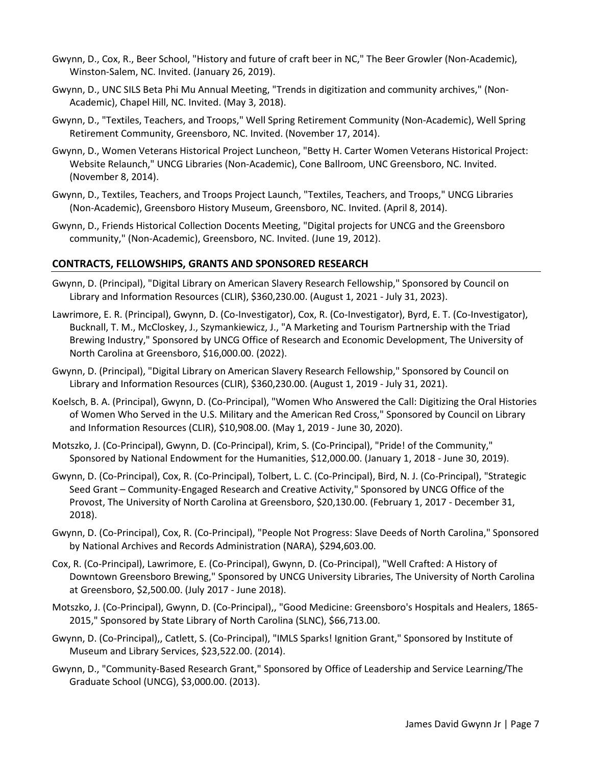Gwynn, D., Cox, R., Beer School, "History and future of craft beer in NC," The Beer Growler (Non-Academic), Winston-Salem, NC. Invited. (January 26, 2019).

Gwynn, D., UNC SILS Beta Phi Mu Annual Meeting, "Trends in digitization and community archives," (Non-Academic), Chapel Hill, NC. Invited. (May 3, 2018).

Gwynn, D., "Textiles, Teachers, and Troops," Well Spring Retirement Community (Non-Academic), Well Spring Retirement Community, Greensboro, NC. Invited. (November 17, 2014).

Gwynn, D., Women Veterans Historical Project Luncheon, "Betty H. Carter Women Veterans Historical Project: Website Relaunch," UNCG Libraries (Non-Academic), Cone Ballroom, UNC Greensboro, NC. Invited. (November 8, 2014).

Gwynn, D., Textiles, Teachers, and Troops Project Launch, "Textiles, Teachers, and Troops," UNCG Libraries (Non-Academic), Greensboro History Museum, Greensboro, NC. Invited. (April 8, 2014).

Gwynn, D., Friends Historical Collection Docents Meeting, "Digital projects for UNCG and the Greensboro community," (Non-Academic), Greensboro, NC. Invited. (June 19, 2012).

## CONTRACTS, FELLOWSHIPS, GRANTS AND SPONSORED RESEARCH

Gwynn, D. (Principal), "Digital Library on American Slavery Research Fellowship," Sponsored by Council on Library and Information Resources (CLIR), $360,230.00. (August 1, 2021 - July 31, 2023).

Lawrimore, E. R. (Principal), Gwynn, D. (Co-Investigator), Cox, R. (Co-Investigator), Byrd, E. T. (Co-Investigator), Bucknall, T. M., McCloskey, J., Szymankiewicz, J., "A Marketing and Tourism Partnership with the Triad Brewing Industry," Sponsored by UNCG Office of Research and Economic Development, The University of North Carolina at Greensboro, $16,000.00. (2022).

Gwynn, D. (Principal), "Digital Library on American Slavery Research Fellowship," Sponsored by Council on Library and Information Resources (CLIR), $360,230.00. (August 1, 2019 - July 31, 2021).

Koelsch, B. A. (Principal), Gwynn, D. (Co-Principal), "Women Who Answered the Call: Digitizing the Oral Histories of Women Who Served in the U.S. Military and the American Red Cross," Sponsored by Council on Library and Information Resources (CLIR), $10,908.00. (May 1, 2019 - June 30, 2020).

Motszko, J. (Co-Principal), Gwynn, D. (Co-Principal), Krim, S. (Co-Principal), "Pride! of the Community," Sponsored by National Endowment for the Humanities, $12,000.00. (January 1, 2018 - June 30, 2019).

Gwynn, D. (Co-Principal), Cox, R. (Co-Principal), Tolbert, L. C. (Co-Principal), Bird, N. J. (Co-Principal), "Strategic Seed Grant – Community-Engaged Research and Creative Activity," Sponsored by UNCG Office of the Provost, The University of North Carolina at Greensboro, $20,130.00. (February 1, 2017 - December 31, 2018).

Gwynn, D. (Co-Principal), Cox, R. (Co-Principal), "People Not Progress: Slave Deeds of North Carolina," Sponsored by National Archives and Records Administration (NARA), $294,603.00.

Cox, R. (Co-Principal), Lawrimore, E. (Co-Principal), Gwynn, D. (Co-Principal), "Well Crafted: A History of Downtown Greensboro Brewing," Sponsored by UNCG University Libraries, The University of North Carolina at Greensboro, $2,500.00. (July 2017 - June 2018).

Motszko, J. (Co-Principal), Gwynn, D. (Co-Principal),, "Good Medicine: Greensboro's Hospitals and Healers, 1865-2015," Sponsored by State Library of North Carolina (SLNC), $66,713.00.

Gwynn, D. (Co-Principal),, Catlett, S. (Co-Principal), "IMLS Sparks! Ignition Grant," Sponsored by Institute of Museum and Library Services, $23,522.00. (2014).

Gwynn, D., "Community-Based Research Grant," Sponsored by Office of Leadership and Service Learning/The Graduate School (UNCG), $3,000.00. (2013).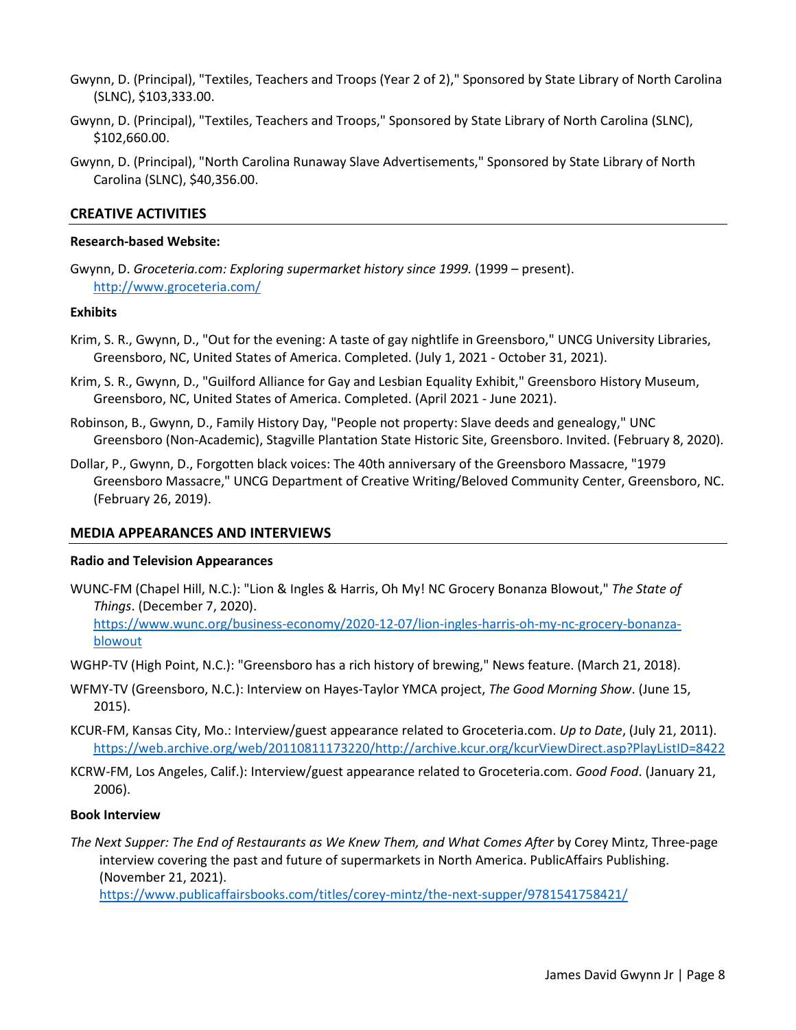Gwynn, D. (Principal), "Textiles, Teachers and Troops (Year 2 of 2)," Sponsored by State Library of North Carolina (SLNC), $103,333.00.

Gwynn, D. (Principal), "Textiles, Teachers and Troops," Sponsored by State Library of North Carolina (SLNC), $102,660.00.

Gwynn, D. (Principal), "North Carolina Runaway Slave Advertisements," Sponsored by State Library of North Carolina (SLNC), $40,356.00.

## CREATIVE ACTIVITIES

**Research-based Website:**

Gwynn, D. *Groceteria.com: Exploring supermarket history since 1999.* (1999 – present). http://www.groceteria.com/

**Exhibits**

Krim, S. R., Gwynn, D., "Out for the evening: A taste of gay nightlife in Greensboro," UNCG University Libraries, Greensboro, NC, United States of America. Completed. (July 1, 2021 - October 31, 2021).

Krim, S. R., Gwynn, D., "Guilford Alliance for Gay and Lesbian Equality Exhibit," Greensboro History Museum, Greensboro, NC, United States of America. Completed. (April 2021 - June 2021).

Robinson, B., Gwynn, D., Family History Day, "People not property: Slave deeds and genealogy," UNC Greensboro (Non-Academic), Stagville Plantation State Historic Site, Greensboro. Invited. (February 8, 2020).

Dollar, P., Gwynn, D., Forgotten black voices: The 40th anniversary of the Greensboro Massacre, "1979 Greensboro Massacre," UNCG Department of Creative Writing/Beloved Community Center, Greensboro, NC. (February 26, 2019).

## MEDIA APPEARANCES AND INTERVIEWS

**Radio and Television Appearances**

WUNC-FM (Chapel Hill, N.C.): "Lion & Ingles & Harris, Oh My! NC Grocery Bonanza Blowout," *The State of Things*. (December 7, 2020). https://www.wunc.org/business-economy/2020-12-07/lion-ingles-harris-oh-my-nc-grocery-bonanza-blowout

WGHP-TV (High Point, N.C.): "Greensboro has a rich history of brewing," News feature. (March 21, 2018).

WFMY-TV (Greensboro, N.C.): Interview on Hayes-Taylor YMCA project, *The Good Morning Show*. (June 15, 2015).

KCUR-FM, Kansas City, Mo.: Interview/guest appearance related to Groceteria.com. *Up to Date*, (July 21, 2011). https://web.archive.org/web/20110811173220/http://archive.kcur.org/kcurViewDirect.asp?PlayListID=8422

KCRW-FM, Los Angeles, Calif.): Interview/guest appearance related to Groceteria.com. *Good Food*. (January 21, 2006).

**Book Interview**

*The Next Supper: The End of Restaurants as We Knew Them, and What Comes After* by Corey Mintz, Three-page interview covering the past and future of supermarkets in North America. PublicAffairs Publishing. (November 21, 2021). https://www.publicaffairsbooks.com/titles/corey-mintz/the-next-supper/9781541758421/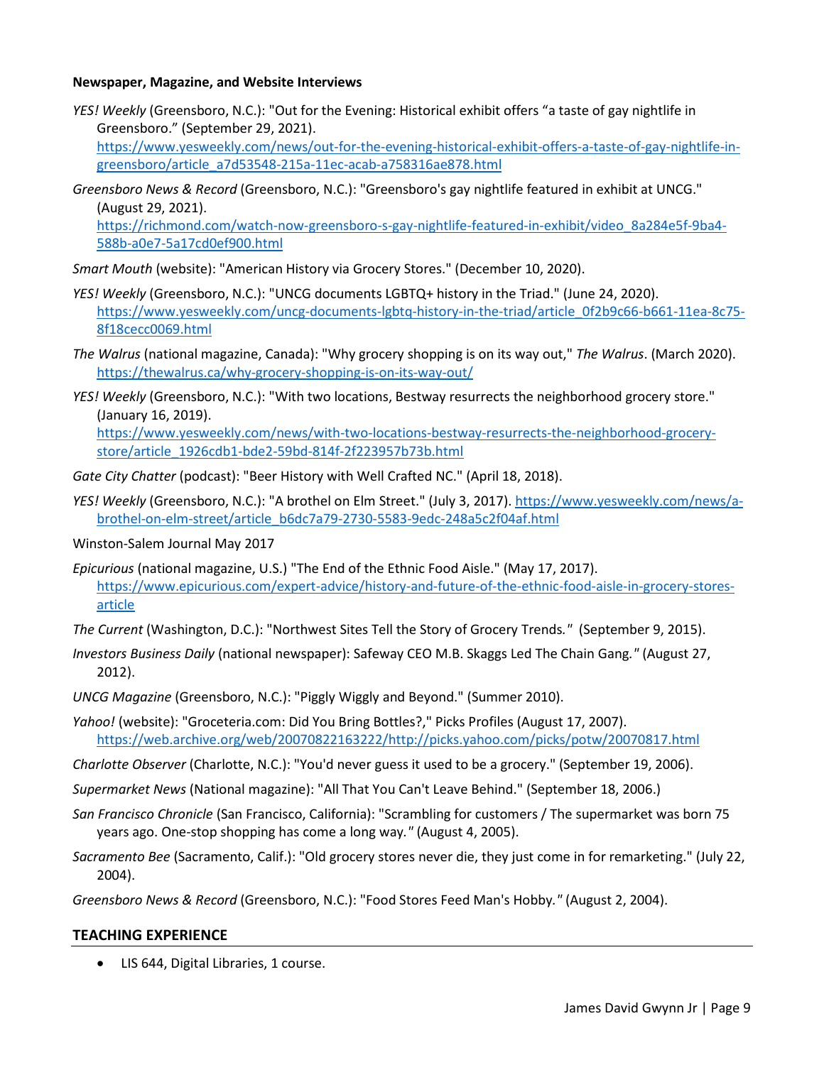**Newspaper, Magazine, and Website Interviews**

*YES! Weekly* (Greensboro, N.C.): "Out for the Evening: Historical exhibit offers "a taste of gay nightlife in Greensboro." (September 29, 2021). https://www.yesweekly.com/news/out-for-the-evening-historical-exhibit-offers-a-taste-of-gay-nightlife-in-greensboro/article_a7d53548-215a-11ec-acab-a758316ae878.html

*Greensboro News & Record* (Greensboro, N.C.): "Greensboro's gay nightlife featured in exhibit at UNCG." (August 29, 2021). https://richmond.com/watch-now-greensboro-s-gay-nightlife-featured-in-exhibit/video_8a284e5f-9ba4-588b-a0e7-5a17cd0ef900.html

*Smart Mouth* (website): "American History via Grocery Stores." (December 10, 2020).

*YES! Weekly* (Greensboro, N.C.): "UNCG documents LGBTQ+ history in the Triad." (June 24, 2020). https://www.yesweekly.com/uncg-documents-lgbtq-history-in-the-triad/article_0f2b9c66-b661-11ea-8c75-8f18cecc0069.html

*The Walrus* (national magazine, Canada): "Why grocery shopping is on its way out," *The Walrus*. (March 2020). https://thewalrus.ca/why-grocery-shopping-is-on-its-way-out/

*YES! Weekly* (Greensboro, N.C.): "With two locations, Bestway resurrects the neighborhood grocery store." (January 16, 2019). https://www.yesweekly.com/news/with-two-locations-bestway-resurrects-the-neighborhood-grocery-store/article_1926cdb1-bde2-59bd-814f-2f223957b73b.html

*Gate City Chatter* (podcast): "Beer History with Well Crafted NC." (April 18, 2018).

*YES! Weekly* (Greensboro, N.C.): "A brothel on Elm Street." (July 3, 2017). https://www.yesweekly.com/news/a-brothel-on-elm-street/article_b6dc7a79-2730-5583-9edc-248a5c2f04af.html

Winston-Salem Journal May 2017

*Epicurious* (national magazine, U.S.) "The End of the Ethnic Food Aisle." (May 17, 2017). https://www.epicurious.com/expert-advice/history-and-future-of-the-ethnic-food-aisle-in-grocery-stores-article

*The Current* (Washington, D.C.): "Northwest Sites Tell the Story of Grocery Trends." (September 9, 2015).

*Investors Business Daily* (national newspaper): Safeway CEO M.B. Skaggs Led The Chain Gang." (August 27, 2012).

*UNCG Magazine* (Greensboro, N.C.): "Piggly Wiggly and Beyond." (Summer 2010).

*Yahoo!* (website): "Groceteria.com: Did You Bring Bottles?," Picks Profiles (August 17, 2007). https://web.archive.org/web/20070822163222/http://picks.yahoo.com/picks/potw/20070817.html

*Charlotte Observer* (Charlotte, N.C.): "You'd never guess it used to be a grocery." (September 19, 2006).

*Supermarket News* (National magazine): "All That You Can't Leave Behind." (September 18, 2006.)

*San Francisco Chronicle* (San Francisco, California): "Scrambling for customers / The supermarket was born 75 years ago. One-stop shopping has come a long way." (August 4, 2005).

*Sacramento Bee* (Sacramento, Calif.): "Old grocery stores never die, they just come in for remarketing." (July 22, 2004).

*Greensboro News & Record* (Greensboro, N.C.): "Food Stores Feed Man's Hobby." (August 2, 2004).

## TEACHING EXPERIENCE

- LIS 644, Digital Libraries, 1 course.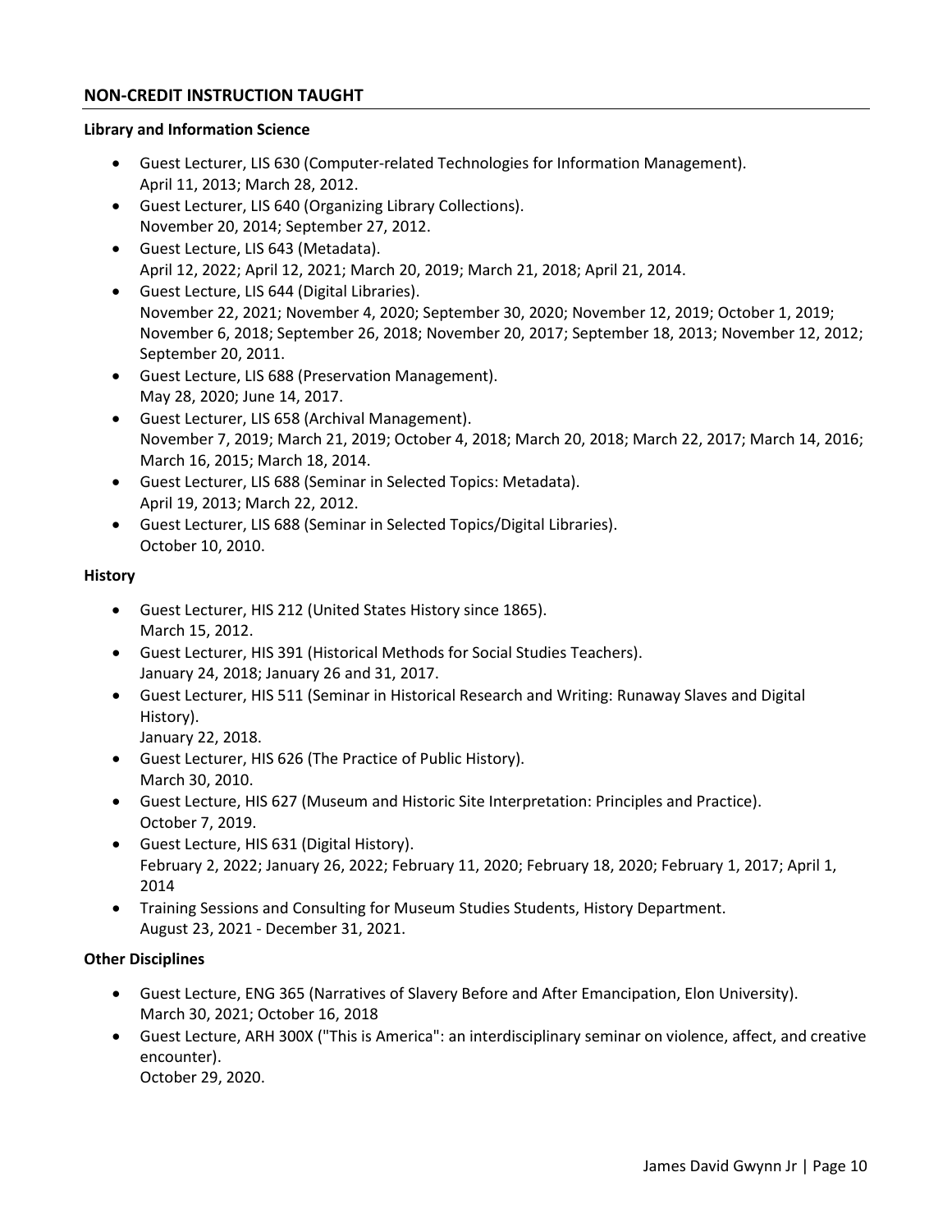## NON-CREDIT INSTRUCTION TAUGHT

**Library and Information Science**

- Guest Lecturer, LIS 630 (Computer-related Technologies for Information Management).
  April 11, 2013; March 28, 2012.
- Guest Lecturer, LIS 640 (Organizing Library Collections).
  November 20, 2014; September 27, 2012.
- Guest Lecture, LIS 643 (Metadata).
  April 12, 2022; April 12, 2021; March 20, 2019; March 21, 2018; April 21, 2014.
- Guest Lecture, LIS 644 (Digital Libraries).
  November 22, 2021; November 4, 2020; September 30, 2020; November 12, 2019; October 1, 2019; November 6, 2018; September 26, 2018; November 20, 2017; September 18, 2013; November 12, 2012; September 20, 2011.
- Guest Lecture, LIS 688 (Preservation Management).
  May 28, 2020; June 14, 2017.
- Guest Lecturer, LIS 658 (Archival Management).
  November 7, 2019; March 21, 2019; October 4, 2018; March 20, 2018; March 22, 2017; March 14, 2016; March 16, 2015; March 18, 2014.
- Guest Lecturer, LIS 688 (Seminar in Selected Topics: Metadata).
  April 19, 2013; March 22, 2012.
- Guest Lecturer, LIS 688 (Seminar in Selected Topics/Digital Libraries).
  October 10, 2010.

**History**

- Guest Lecturer, HIS 212 (United States History since 1865).
  March 15, 2012.
- Guest Lecturer, HIS 391 (Historical Methods for Social Studies Teachers).
  January 24, 2018; January 26 and 31, 2017.
- Guest Lecturer, HIS 511 (Seminar in Historical Research and Writing: Runaway Slaves and Digital History).
  January 22, 2018.
- Guest Lecturer, HIS 626 (The Practice of Public History).
  March 30, 2010.
- Guest Lecture, HIS 627 (Museum and Historic Site Interpretation: Principles and Practice).
  October 7, 2019.
- Guest Lecture, HIS 631 (Digital History).
  February 2, 2022; January 26, 2022; February 11, 2020; February 18, 2020; February 1, 2017; April 1, 2014
- Training Sessions and Consulting for Museum Studies Students, History Department.
  August 23, 2021 - December 31, 2021.

**Other Disciplines**

- Guest Lecture, ENG 365 (Narratives of Slavery Before and After Emancipation, Elon University).
  March 30, 2021; October 16, 2018
- Guest Lecture, ARH 300X ("This is America": an interdisciplinary seminar on violence, affect, and creative encounter).
  October 29, 2020.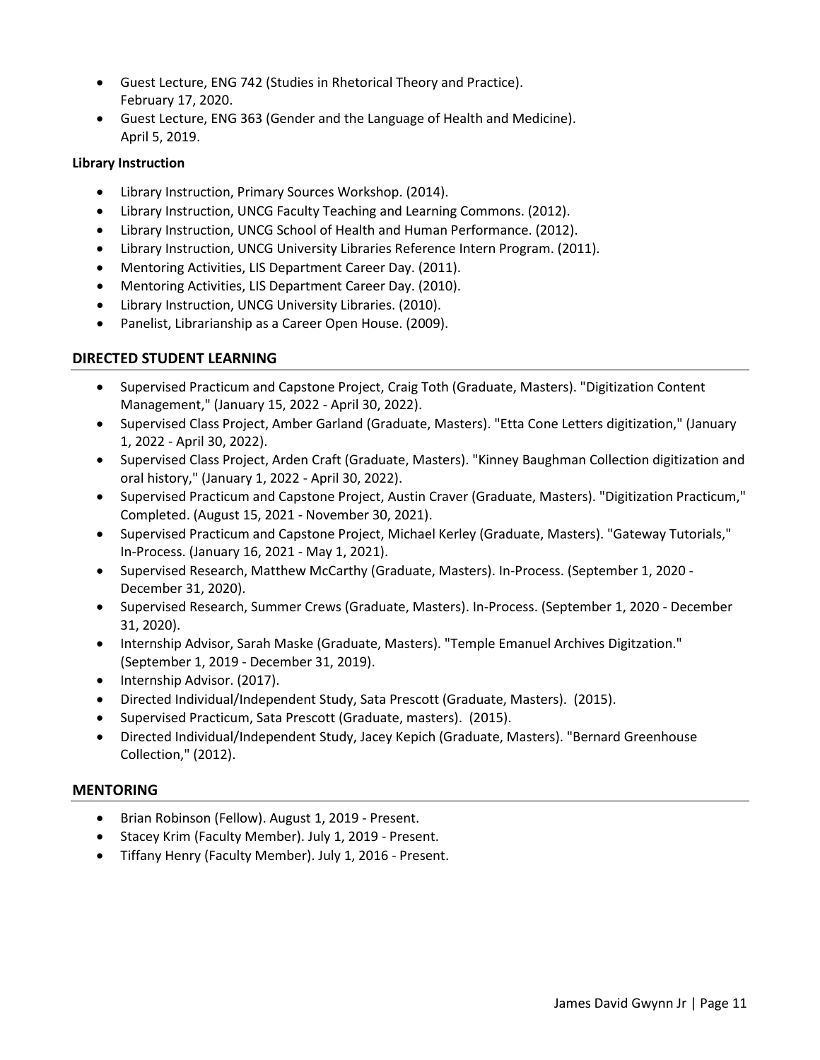- Guest Lecture, ENG 742 (Studies in Rhetorical Theory and Practice). February 17, 2020.
- Guest Lecture, ENG 363 (Gender and the Language of Health and Medicine). April 5, 2019.

**Library Instruction**

- Library Instruction, Primary Sources Workshop. (2014).
- Library Instruction, UNCG Faculty Teaching and Learning Commons. (2012).
- Library Instruction, UNCG School of Health and Human Performance. (2012).
- Library Instruction, UNCG University Libraries Reference Intern Program. (2011).
- Mentoring Activities, LIS Department Career Day. (2011).
- Mentoring Activities, LIS Department Career Day. (2010).
- Library Instruction, UNCG University Libraries. (2010).
- Panelist, Librarianship as a Career Open House. (2009).

## DIRECTED STUDENT LEARNING

- Supervised Practicum and Capstone Project, Craig Toth (Graduate, Masters). "Digitization Content Management," (January 15, 2022 - April 30, 2022).
- Supervised Class Project, Amber Garland (Graduate, Masters). "Etta Cone Letters digitization," (January 1, 2022 - April 30, 2022).
- Supervised Class Project, Arden Craft (Graduate, Masters). "Kinney Baughman Collection digitization and oral history," (January 1, 2022 - April 30, 2022).
- Supervised Practicum and Capstone Project, Austin Craver (Graduate, Masters). "Digitization Practicum," Completed. (August 15, 2021 - November 30, 2021).
- Supervised Practicum and Capstone Project, Michael Kerley (Graduate, Masters). "Gateway Tutorials," In-Process. (January 16, 2021 - May 1, 2021).
- Supervised Research, Matthew McCarthy (Graduate, Masters). In-Process. (September 1, 2020 - December 31, 2020).
- Supervised Research, Summer Crews (Graduate, Masters). In-Process. (September 1, 2020 - December 31, 2020).
- Internship Advisor, Sarah Maske (Graduate, Masters). "Temple Emanuel Archives Digitzation." (September 1, 2019 - December 31, 2019).
- Internship Advisor. (2017).
- Directed Individual/Independent Study, Sata Prescott (Graduate, Masters). (2015).
- Supervised Practicum, Sata Prescott (Graduate, masters). (2015).
- Directed Individual/Independent Study, Jacey Kepich (Graduate, Masters). "Bernard Greenhouse Collection," (2012).

## MENTORING

- Brian Robinson (Fellow). August 1, 2019 - Present.
- Stacey Krim (Faculty Member). July 1, 2019 - Present.
- Tiffany Henry (Faculty Member). July 1, 2016 - Present.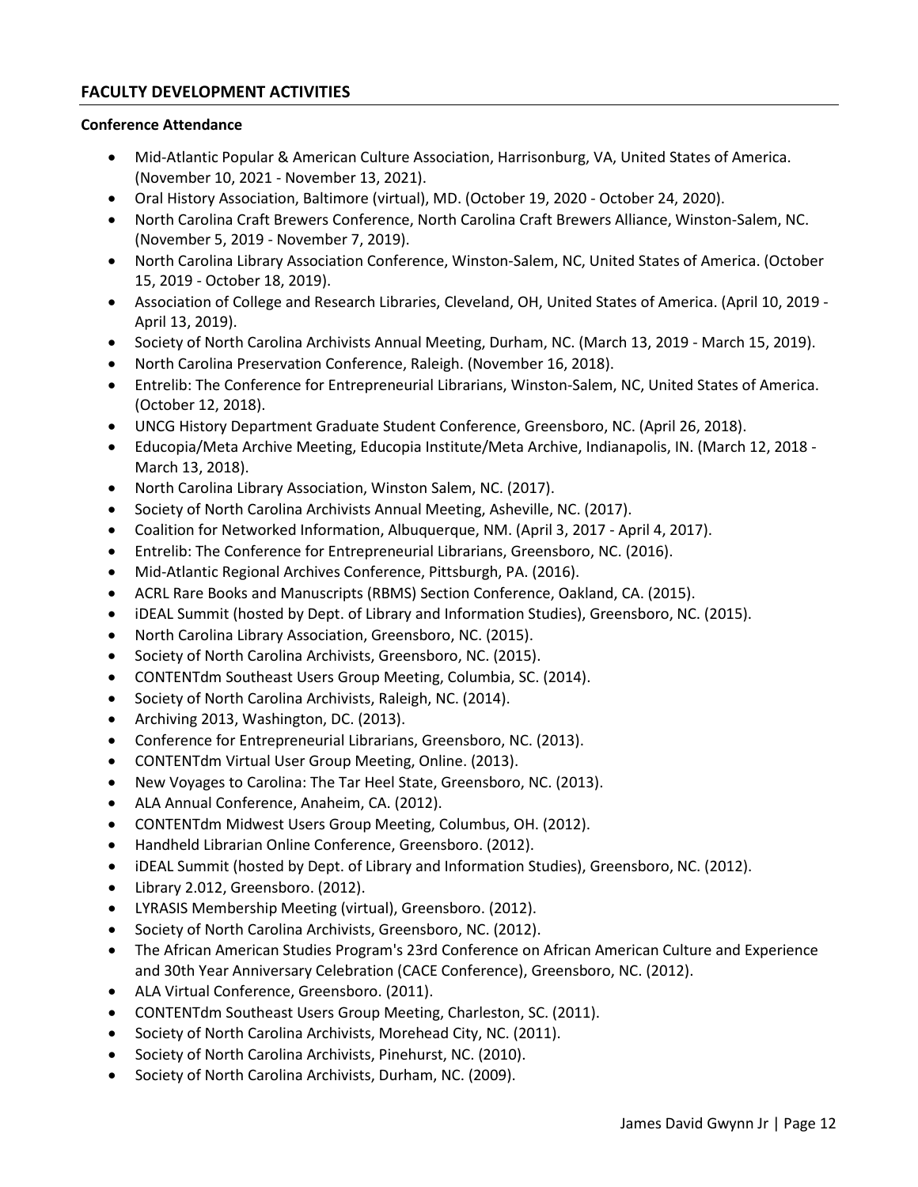## FACULTY DEVELOPMENT ACTIVITIES

**Conference Attendance**

- Mid-Atlantic Popular & American Culture Association, Harrisonburg, VA, United States of America. (November 10, 2021 - November 13, 2021).
- Oral History Association, Baltimore (virtual), MD. (October 19, 2020 - October 24, 2020).
- North Carolina Craft Brewers Conference, North Carolina Craft Brewers Alliance, Winston-Salem, NC. (November 5, 2019 - November 7, 2019).
- North Carolina Library Association Conference, Winston-Salem, NC, United States of America. (October 15, 2019 - October 18, 2019).
- Association of College and Research Libraries, Cleveland, OH, United States of America. (April 10, 2019 - April 13, 2019).
- Society of North Carolina Archivists Annual Meeting, Durham, NC. (March 13, 2019 - March 15, 2019).
- North Carolina Preservation Conference, Raleigh. (November 16, 2018).
- Entrelib: The Conference for Entrepreneurial Librarians, Winston-Salem, NC, United States of America. (October 12, 2018).
- UNCG History Department Graduate Student Conference, Greensboro, NC. (April 26, 2018).
- Educopia/Meta Archive Meeting, Educopia Institute/Meta Archive, Indianapolis, IN. (March 12, 2018 - March 13, 2018).
- North Carolina Library Association, Winston Salem, NC. (2017).
- Society of North Carolina Archivists Annual Meeting, Asheville, NC. (2017).
- Coalition for Networked Information, Albuquerque, NM. (April 3, 2017 - April 4, 2017).
- Entrelib: The Conference for Entrepreneurial Librarians, Greensboro, NC. (2016).
- Mid-Atlantic Regional Archives Conference, Pittsburgh, PA. (2016).
- ACRL Rare Books and Manuscripts (RBMS) Section Conference, Oakland, CA. (2015).
- iDEAL Summit (hosted by Dept. of Library and Information Studies), Greensboro, NC. (2015).
- North Carolina Library Association, Greensboro, NC. (2015).
- Society of North Carolina Archivists, Greensboro, NC. (2015).
- CONTENTdm Southeast Users Group Meeting, Columbia, SC. (2014).
- Society of North Carolina Archivists, Raleigh, NC. (2014).
- Archiving 2013, Washington, DC. (2013).
- Conference for Entrepreneurial Librarians, Greensboro, NC. (2013).
- CONTENTdm Virtual User Group Meeting, Online. (2013).
- New Voyages to Carolina: The Tar Heel State, Greensboro, NC. (2013).
- ALA Annual Conference, Anaheim, CA. (2012).
- CONTENTdm Midwest Users Group Meeting, Columbus, OH. (2012).
- Handheld Librarian Online Conference, Greensboro. (2012).
- iDEAL Summit (hosted by Dept. of Library and Information Studies), Greensboro, NC. (2012).
- Library 2.012, Greensboro. (2012).
- LYRASIS Membership Meeting (virtual), Greensboro. (2012).
- Society of North Carolina Archivists, Greensboro, NC. (2012).
- The African American Studies Program's 23rd Conference on African American Culture and Experience and 30th Year Anniversary Celebration (CACE Conference), Greensboro, NC. (2012).
- ALA Virtual Conference, Greensboro. (2011).
- CONTENTdm Southeast Users Group Meeting, Charleston, SC. (2011).
- Society of North Carolina Archivists, Morehead City, NC. (2011).
- Society of North Carolina Archivists, Pinehurst, NC. (2010).
- Society of North Carolina Archivists, Durham, NC. (2009).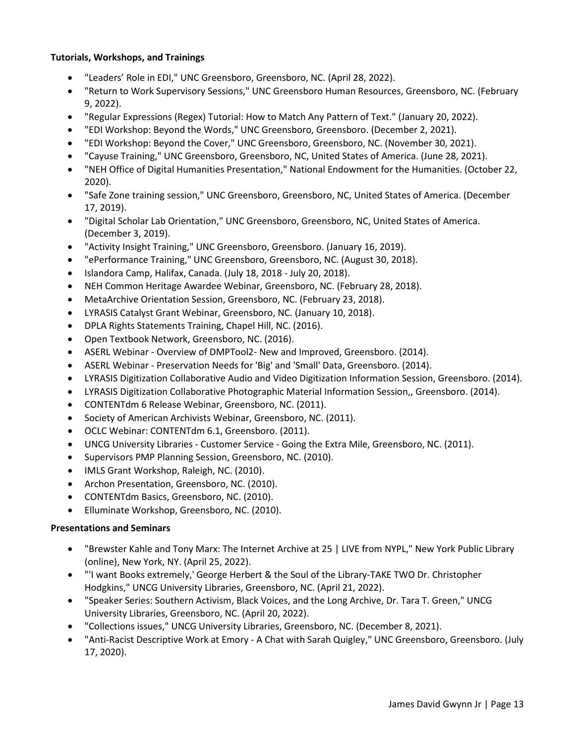**Tutorials, Workshops, and Trainings**

- "Leaders' Role in EDI," UNC Greensboro, Greensboro, NC. (April 28, 2022).
- "Return to Work Supervisory Sessions," UNC Greensboro Human Resources, Greensboro, NC. (February 9, 2022).
- "Regular Expressions (Regex) Tutorial: How to Match Any Pattern of Text." (January 20, 2022).
- "EDI Workshop: Beyond the Words," UNC Greensboro, Greensboro. (December 2, 2021).
- "EDI Workshop: Beyond the Cover," UNC Greensboro, Greensboro, NC. (November 30, 2021).
- "Cayuse Training," UNC Greensboro, Greensboro, NC, United States of America. (June 28, 2021).
- "NEH Office of Digital Humanities Presentation," National Endowment for the Humanities. (October 22, 2020).
- "Safe Zone training session," UNC Greensboro, Greensboro, NC, United States of America. (December 17, 2019).
- "Digital Scholar Lab Orientation," UNC Greensboro, Greensboro, NC, United States of America. (December 3, 2019).
- "Activity Insight Training," UNC Greensboro, Greensboro. (January 16, 2019).
- "ePerformance Training," UNC Greensboro, Greensboro, NC. (August 30, 2018).
- Islandora Camp, Halifax, Canada. (July 18, 2018 - July 20, 2018).
- NEH Common Heritage Awardee Webinar, Greensboro, NC. (February 28, 2018).
- MetaArchive Orientation Session, Greensboro, NC. (February 23, 2018).
- LYRASIS Catalyst Grant Webinar, Greensboro, NC. (January 10, 2018).
- DPLA Rights Statements Training, Chapel Hill, NC. (2016).
- Open Textbook Network, Greensboro, NC. (2016).
- ASERL Webinar - Overview of DMPTool2- New and Improved, Greensboro. (2014).
- ASERL Webinar - Preservation Needs for 'Big' and 'Small' Data, Greensboro. (2014).
- LYRASIS Digitization Collaborative Audio and Video Digitization Information Session, Greensboro. (2014).
- LYRASIS Digitization Collaborative Photographic Material Information Session,, Greensboro. (2014).
- CONTENTdm 6 Release Webinar, Greensboro, NC. (2011).
- Society of American Archivists Webinar, Greensboro, NC. (2011).
- OCLC Webinar: CONTENTdm 6.1, Greensboro. (2011).
- UNCG University Libraries - Customer Service - Going the Extra Mile, Greensboro, NC. (2011).
- Supervisors PMP Planning Session, Greensboro, NC. (2010).
- IMLS Grant Workshop, Raleigh, NC. (2010).
- Archon Presentation, Greensboro, NC. (2010).
- CONTENTdm Basics, Greensboro, NC. (2010).
- Elluminate Workshop, Greensboro, NC. (2010).

**Presentations and Seminars**

- "Brewster Kahle and Tony Marx: The Internet Archive at 25 | LIVE from NYPL," New York Public Library (online), New York, NY. (April 25, 2022).
- "'I want Books extremely,' George Herbert & the Soul of the Library-TAKE TWO Dr. Christopher Hodgkins," UNCG University Libraries, Greensboro, NC. (April 21, 2022).
- "Speaker Series: Southern Activism, Black Voices, and the Long Archive, Dr. Tara T. Green," UNCG University Libraries, Greensboro, NC. (April 20, 2022).
- "Collections issues," UNCG University Libraries, Greensboro, NC. (December 8, 2021).
- "Anti-Racist Descriptive Work at Emory - A Chat with Sarah Quigley," UNC Greensboro, Greensboro. (July 17, 2020).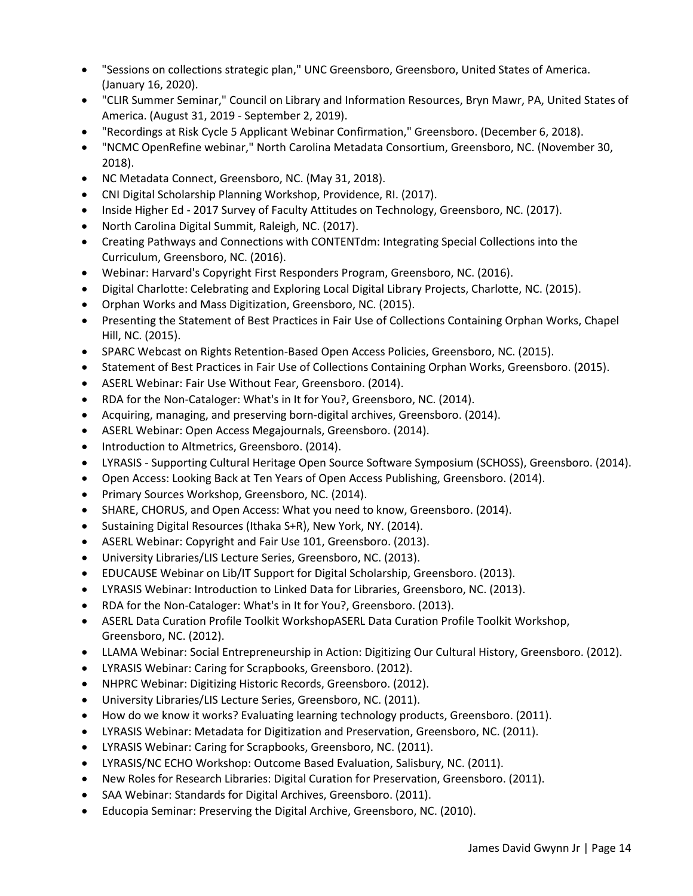- "Sessions on collections strategic plan," UNC Greensboro, Greensboro, United States of America. (January 16, 2020).
- "CLIR Summer Seminar," Council on Library and Information Resources, Bryn Mawr, PA, United States of America. (August 31, 2019 - September 2, 2019).
- "Recordings at Risk Cycle 5 Applicant Webinar Confirmation," Greensboro. (December 6, 2018).
- "NCMC OpenRefine webinar," North Carolina Metadata Consortium, Greensboro, NC. (November 30, 2018).
- NC Metadata Connect, Greensboro, NC. (May 31, 2018).
- CNI Digital Scholarship Planning Workshop, Providence, RI. (2017).
- Inside Higher Ed - 2017 Survey of Faculty Attitudes on Technology, Greensboro, NC. (2017).
- North Carolina Digital Summit, Raleigh, NC. (2017).
- Creating Pathways and Connections with CONTENTdm: Integrating Special Collections into the Curriculum, Greensboro, NC. (2016).
- Webinar: Harvard's Copyright First Responders Program, Greensboro, NC. (2016).
- Digital Charlotte: Celebrating and Exploring Local Digital Library Projects, Charlotte, NC. (2015).
- Orphan Works and Mass Digitization, Greensboro, NC. (2015).
- Presenting the Statement of Best Practices in Fair Use of Collections Containing Orphan Works, Chapel Hill, NC. (2015).
- SPARC Webcast on Rights Retention-Based Open Access Policies, Greensboro, NC. (2015).
- Statement of Best Practices in Fair Use of Collections Containing Orphan Works, Greensboro. (2015).
- ASERL Webinar: Fair Use Without Fear, Greensboro. (2014).
- RDA for the Non-Cataloger: What's in It for You?, Greensboro, NC. (2014).
- Acquiring, managing, and preserving born-digital archives, Greensboro. (2014).
- ASERL Webinar: Open Access Megajournals, Greensboro. (2014).
- Introduction to Altmetrics, Greensboro. (2014).
- LYRASIS - Supporting Cultural Heritage Open Source Software Symposium (SCHOSS), Greensboro. (2014).
- Open Access: Looking Back at Ten Years of Open Access Publishing, Greensboro. (2014).
- Primary Sources Workshop, Greensboro, NC. (2014).
- SHARE, CHORUS, and Open Access: What you need to know, Greensboro. (2014).
- Sustaining Digital Resources (Ithaka S+R), New York, NY. (2014).
- ASERL Webinar: Copyright and Fair Use 101, Greensboro. (2013).
- University Libraries/LIS Lecture Series, Greensboro, NC. (2013).
- EDUCAUSE Webinar on Lib/IT Support for Digital Scholarship, Greensboro. (2013).
- LYRASIS Webinar: Introduction to Linked Data for Libraries, Greensboro, NC. (2013).
- RDA for the Non-Cataloger: What's in It for You?, Greensboro. (2013).
- ASERL Data Curation Profile Toolkit WorkshopASERL Data Curation Profile Toolkit Workshop, Greensboro, NC. (2012).
- LLAMA Webinar: Social Entrepreneurship in Action: Digitizing Our Cultural History, Greensboro. (2012).
- LYRASIS Webinar: Caring for Scrapbooks, Greensboro. (2012).
- NHPRC Webinar: Digitizing Historic Records, Greensboro. (2012).
- University Libraries/LIS Lecture Series, Greensboro, NC. (2011).
- How do we know it works? Evaluating learning technology products, Greensboro. (2011).
- LYRASIS Webinar: Metadata for Digitization and Preservation, Greensboro, NC. (2011).
- LYRASIS Webinar: Caring for Scrapbooks, Greensboro, NC. (2011).
- LYRASIS/NC ECHO Workshop: Outcome Based Evaluation, Salisbury, NC. (2011).
- New Roles for Research Libraries: Digital Curation for Preservation, Greensboro. (2011).
- SAA Webinar: Standards for Digital Archives, Greensboro. (2011).
- Educopia Seminar: Preserving the Digital Archive, Greensboro, NC. (2010).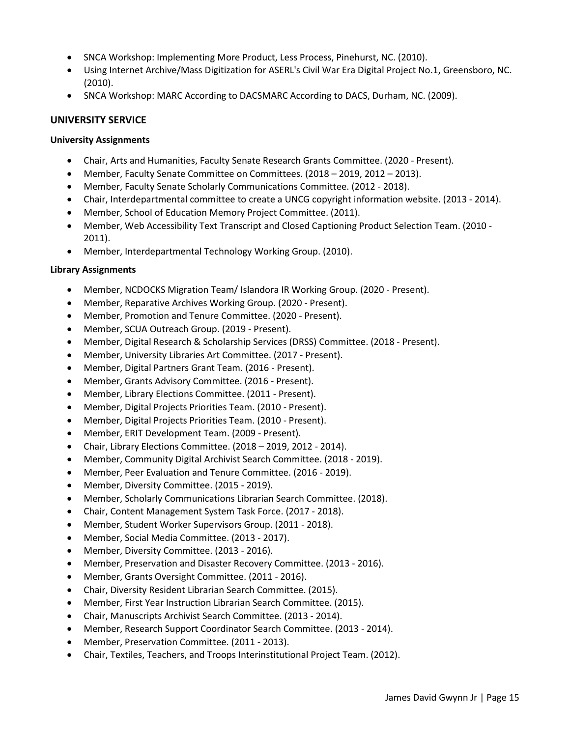- SNCA Workshop: Implementing More Product, Less Process, Pinehurst, NC. (2010).
- Using Internet Archive/Mass Digitization for ASERL's Civil War Era Digital Project No.1, Greensboro, NC. (2010).
- SNCA Workshop: MARC According to DACSMARC According to DACS, Durham, NC. (2009).

## UNIVERSITY SERVICE

**University Assignments**

- Chair, Arts and Humanities, Faculty Senate Research Grants Committee. (2020 - Present).
- Member, Faculty Senate Committee on Committees. (2018 – 2019, 2012 – 2013).
- Member, Faculty Senate Scholarly Communications Committee. (2012 - 2018).
- Chair, Interdepartmental committee to create a UNCG copyright information website. (2013 - 2014).
- Member, School of Education Memory Project Committee. (2011).
- Member, Web Accessibility Text Transcript and Closed Captioning Product Selection Team. (2010 - 2011).
- Member, Interdepartmental Technology Working Group. (2010).

**Library Assignments**

- Member, NCDOCKS Migration Team/ Islandora IR Working Group. (2020 - Present).
- Member, Reparative Archives Working Group. (2020 - Present).
- Member, Promotion and Tenure Committee. (2020 - Present).
- Member, SCUA Outreach Group. (2019 - Present).
- Member, Digital Research & Scholarship Services (DRSS) Committee. (2018 - Present).
- Member, University Libraries Art Committee. (2017 - Present).
- Member, Digital Partners Grant Team. (2016 - Present).
- Member, Grants Advisory Committee. (2016 - Present).
- Member, Library Elections Committee. (2011 - Present).
- Member, Digital Projects Priorities Team. (2010 - Present).
- Member, Digital Projects Priorities Team. (2010 - Present).
- Member, ERIT Development Team. (2009 - Present).
- Chair, Library Elections Committee. (2018 – 2019, 2012 - 2014).
- Member, Community Digital Archivist Search Committee. (2018 - 2019).
- Member, Peer Evaluation and Tenure Committee. (2016 - 2019).
- Member, Diversity Committee. (2015 - 2019).
- Member, Scholarly Communications Librarian Search Committee. (2018).
- Chair, Content Management System Task Force. (2017 - 2018).
- Member, Student Worker Supervisors Group. (2011 - 2018).
- Member, Social Media Committee. (2013 - 2017).
- Member, Diversity Committee. (2013 - 2016).
- Member, Preservation and Disaster Recovery Committee. (2013 - 2016).
- Member, Grants Oversight Committee. (2011 - 2016).
- Chair, Diversity Resident Librarian Search Committee. (2015).
- Member, First Year Instruction Librarian Search Committee. (2015).
- Chair, Manuscripts Archivist Search Committee. (2013 - 2014).
- Member, Research Support Coordinator Search Committee. (2013 - 2014).
- Member, Preservation Committee. (2011 - 2013).
- Chair, Textiles, Teachers, and Troops Interinstitutional Project Team. (2012).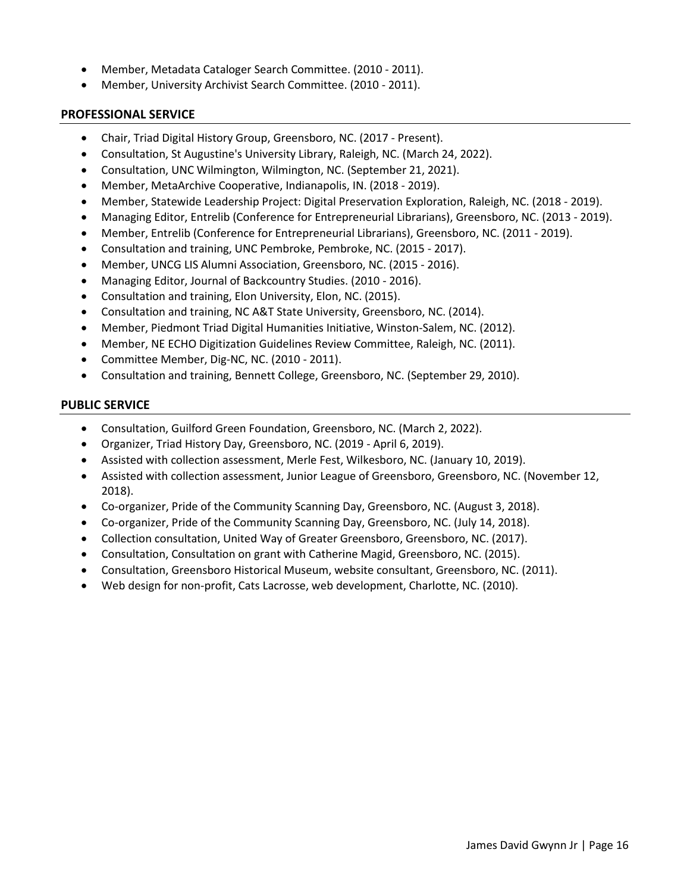- Member, Metadata Cataloger Search Committee. (2010 - 2011).
- Member, University Archivist Search Committee. (2010 - 2011).

## PROFESSIONAL SERVICE

- Chair, Triad Digital History Group, Greensboro, NC. (2017 - Present).
- Consultation, St Augustine's University Library, Raleigh, NC. (March 24, 2022).
- Consultation, UNC Wilmington, Wilmington, NC. (September 21, 2021).
- Member, MetaArchive Cooperative, Indianapolis, IN. (2018 - 2019).
- Member, Statewide Leadership Project: Digital Preservation Exploration, Raleigh, NC. (2018 - 2019).
- Managing Editor, Entrelib (Conference for Entrepreneurial Librarians), Greensboro, NC. (2013 - 2019).
- Member, Entrelib (Conference for Entrepreneurial Librarians), Greensboro, NC. (2011 - 2019).
- Consultation and training, UNC Pembroke, Pembroke, NC. (2015 - 2017).
- Member, UNCG LIS Alumni Association, Greensboro, NC. (2015 - 2016).
- Managing Editor, Journal of Backcountry Studies. (2010 - 2016).
- Consultation and training, Elon University, Elon, NC. (2015).
- Consultation and training, NC A&T State University, Greensboro, NC. (2014).
- Member, Piedmont Triad Digital Humanities Initiative, Winston-Salem, NC. (2012).
- Member, NE ECHO Digitization Guidelines Review Committee, Raleigh, NC. (2011).
- Committee Member, Dig-NC, NC. (2010 - 2011).
- Consultation and training, Bennett College, Greensboro, NC. (September 29, 2010).

## PUBLIC SERVICE

- Consultation, Guilford Green Foundation, Greensboro, NC. (March 2, 2022).
- Organizer, Triad History Day, Greensboro, NC. (2019 - April 6, 2019).
- Assisted with collection assessment, Merle Fest, Wilkesboro, NC. (January 10, 2019).
- Assisted with collection assessment, Junior League of Greensboro, Greensboro, NC. (November 12, 2018).
- Co-organizer, Pride of the Community Scanning Day, Greensboro, NC. (August 3, 2018).
- Co-organizer, Pride of the Community Scanning Day, Greensboro, NC. (July 14, 2018).
- Collection consultation, United Way of Greater Greensboro, Greensboro, NC. (2017).
- Consultation, Consultation on grant with Catherine Magid, Greensboro, NC. (2015).
- Consultation, Greensboro Historical Museum, website consultant, Greensboro, NC. (2011).
- Web design for non-profit, Cats Lacrosse, web development, Charlotte, NC. (2010).